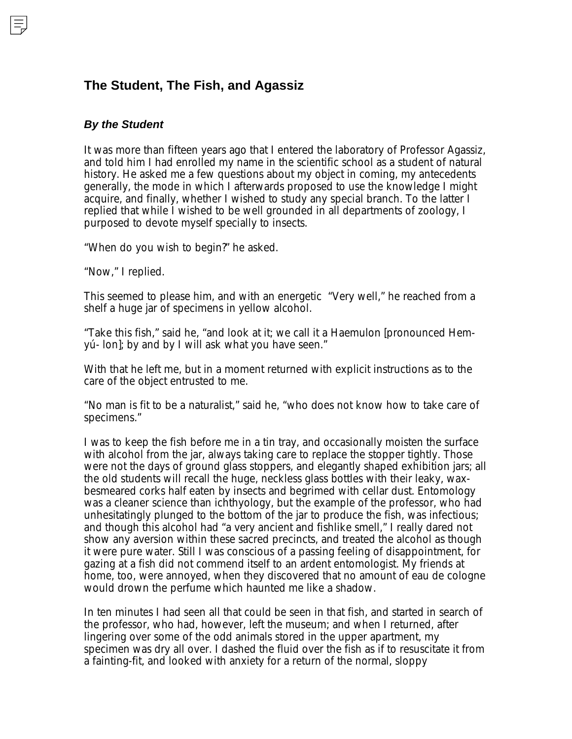## The Student, The Fish, and Agassiz

### *By the Student*

It was more than fifteen years ago that I entered the laboratory of Professor Agassiz, and told him I had enrolled my name in the scientific school as a student of natural history. He asked me a few questions about my object in coming, my antecedents generally, the mode in which I afterwards proposed to use the knowledge I might acquire, and finally, whether I wished to study any special branch. To the latter I replied that while I wished to be well grounded in all departments of zoology, I purposed to devote myself specially to insects.

"When do you wish to begin?" he asked.

"Now," I replied.

This seemed to please him, and with an energetic "Very well," he reached from a shelf a huge jar of specimens in yellow alcohol.

"Take this fish," said he, "and look at it; we call it a Haemulon [pronounced Hem-yú- lon]; by and by I will ask what you have seen."

With that he left me, but in a moment returned with explicit instructions as to the care of the object entrusted to me.

"No man is fit to be a naturalist," said he, "who does not know how to take care of specimens."

I was to keep the fish before me in a tin tray, and occasionally moisten the surface with alcohol from the jar, always taking care to replace the stopper tightly. Those were not the days of ground glass stoppers, and elegantly shaped exhibition jars; all the old students will recall the huge, neckless glass bottles with their leaky, wax-besmeared corks half eaten by insects and begrimed with cellar dust. Entomology was a cleaner science than ichthyology, but the example of the professor, who had unhesitatingly plunged to the bottom of the jar to produce the fish, was infectious; and though this alcohol had "a very ancient and fishlike smell," I really dared not show any aversion within these sacred precincts, and treated the alcohol as though it were pure water. Still I was conscious of a passing feeling of disappointment, for gazing at a fish did not commend itself to an ardent entomologist. My friends at home, too, were annoyed, when they discovered that no amount of eau de cologne would drown the perfume which haunted me like a shadow.

In ten minutes I had seen all that could be seen in that fish, and started in search of the professor, who had, however, left the museum; and when I returned, after lingering over some of the odd animals stored in the upper apartment, my specimen was dry all over. I dashed the fluid over the fish as if to resuscitate it from a fainting-fit, and looked with anxiety for a return of the normal, sloppy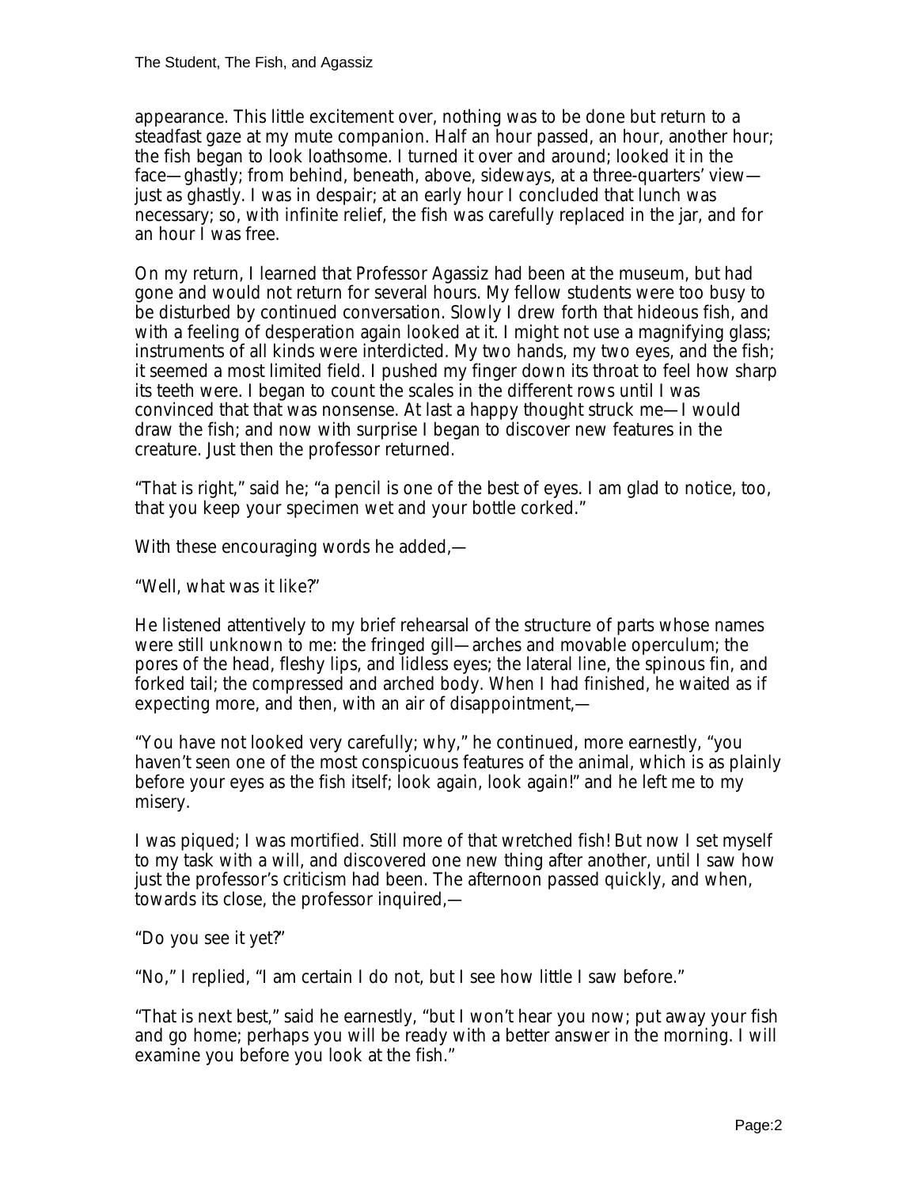appearance. This little excitement over, nothing was to be done but return to a steadfast gaze at my mute companion. Half an hour passed, an hour, another hour; the fish began to look loathsome. I turned it over and around; looked it in the face—ghastly; from behind, beneath, above, sideways, at a three-quarters' view—just as ghastly. I was in despair; at an early hour I concluded that lunch was necessary; so, with infinite relief, the fish was carefully replaced in the jar, and for an hour I was free.

On my return, I learned that Professor Agassiz had been at the museum, but had gone and would not return for several hours. My fellow students were too busy to be disturbed by continued conversation. Slowly I drew forth that hideous fish, and with a feeling of desperation again looked at it. I might not use a magnifying glass; instruments of all kinds were interdicted. My two hands, my two eyes, and the fish; it seemed a most limited field. I pushed my finger down its throat to feel how sharp its teeth were. I began to count the scales in the different rows until I was convinced that that was nonsense. At last a happy thought struck me—I would draw the fish; and now with surprise I began to discover new features in the creature. Just then the professor returned.

"That is right," said he; "a pencil is one of the best of eyes. I am glad to notice, too, that you keep your specimen wet and your bottle corked."

With these encouraging words he added,—

"Well, what was it like?"

He listened attentively to my brief rehearsal of the structure of parts whose names were still unknown to me: the fringed gill—arches and movable operculum; the pores of the head, fleshy lips, and lidless eyes; the lateral line, the spinous fin, and forked tail; the compressed and arched body. When I had finished, he waited as if expecting more, and then, with an air of disappointment,—

"You have not looked very carefully; why," he continued, more earnestly, "you haven't seen one of the most conspicuous features of the animal, which is as plainly before your eyes as the fish itself; look again, look again!" and he left me to my misery.

I was piqued; I was mortified. Still more of that wretched fish! But now I set myself to my task with a will, and discovered one new thing after another, until I saw how just the professor's criticism had been. The afternoon passed quickly, and when, towards its close, the professor inquired,—

"Do you see it yet?"

"No," I replied, "I am certain I do not, but I see how little I saw before."

"That is next best," said he earnestly, "but I won't hear you now; put away your fish and go home; perhaps you will be ready with a better answer in the morning. I will examine you before you look at the fish."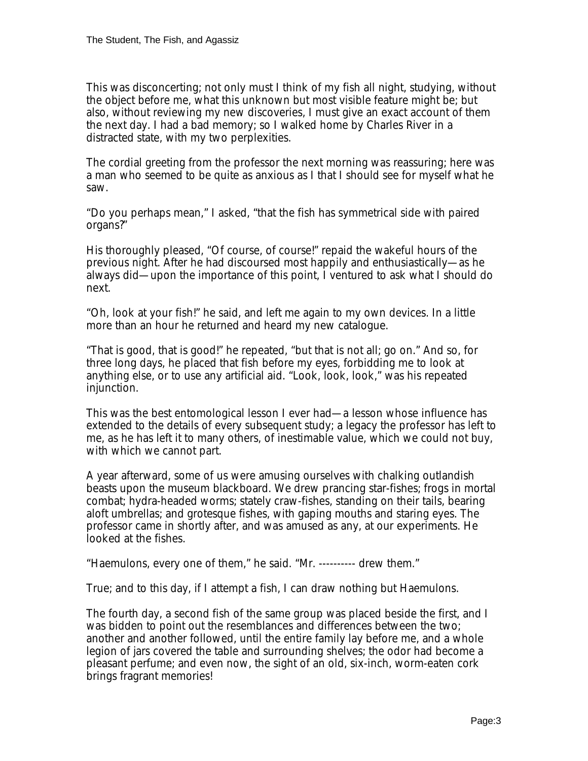This was disconcerting; not only must I think of my fish all night, studying, without the object before me, what this unknown but most visible feature might be; but also, without reviewing my new discoveries, I must give an exact account of them the next day. I had a bad memory; so I walked home by Charles River in a distracted state, with my two perplexities.

The cordial greeting from the professor the next morning was reassuring; here was a man who seemed to be quite as anxious as I that I should see for myself what he saw.

"Do you perhaps mean," I asked, "that the fish has symmetrical side with paired organs?"

His thoroughly pleased, "Of course, of course!" repaid the wakeful hours of the previous night. After he had discoursed most happily and enthusiastically—as he always did—upon the importance of this point, I ventured to ask what I should do next.

"Oh, look at your fish!" he said, and left me again to my own devices. In a little more than an hour he returned and heard my new catalogue.

"That is good, that is good!" he repeated, "but that is not all; go on." And so, for three long days, he placed that fish before my eyes, forbidding me to look at anything else, or to use any artificial aid. "Look, look, look," was his repeated injunction.

This was the best entomological lesson I ever had—a lesson whose influence has extended to the details of every subsequent study; a legacy the professor has left to me, as he has left it to many others, of inestimable value, which we could not buy, with which we cannot part.

A year afterward, some of us were amusing ourselves with chalking outlandish beasts upon the museum blackboard. We drew prancing star-fishes; frogs in mortal combat; hydra-headed worms; stately craw-fishes, standing on their tails, bearing aloft umbrellas; and grotesque fishes, with gaping mouths and staring eyes. The professor came in shortly after, and was amused as any, at our experiments. He looked at the fishes.

"Haemulons, every one of them," he said. "Mr. ---------- drew them."

True; and to this day, if I attempt a fish, I can draw nothing but Haemulons.

The fourth day, a second fish of the same group was placed beside the first, and I was bidden to point out the resemblances and differences between the two; another and another followed, until the entire family lay before me, and a whole legion of jars covered the table and surrounding shelves; the odor had become a pleasant perfume; and even now, the sight of an old, six-inch, worm-eaten cork brings fragrant memories!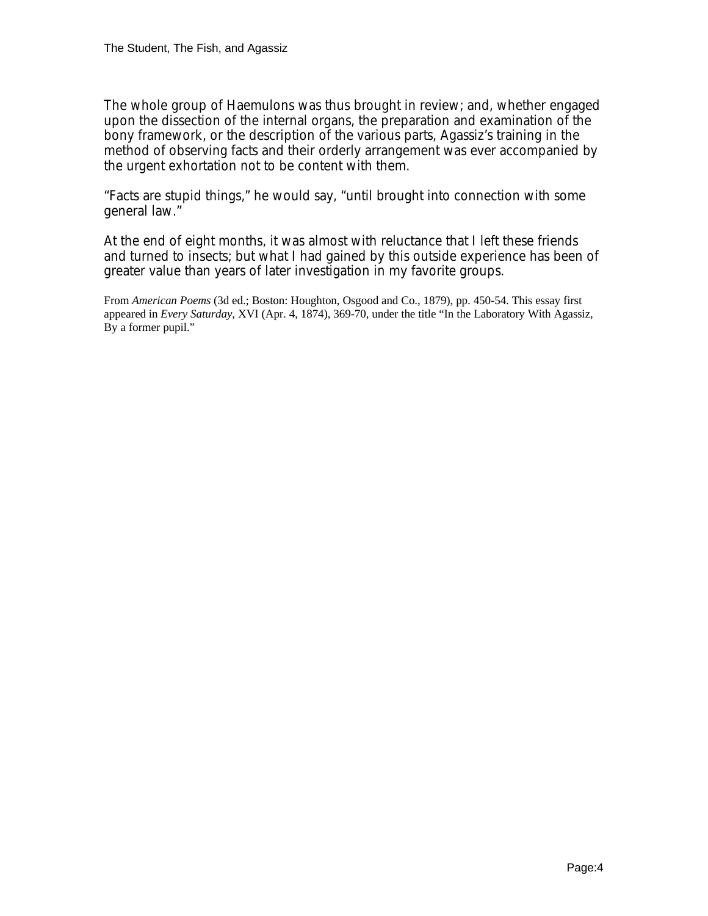The whole group of Haemulons was thus brought in review; and, whether engaged upon the dissection of the internal organs, the preparation and examination of the bony framework, or the description of the various parts, Agassiz's training in the method of observing facts and their orderly arrangement was ever accompanied by the urgent exhortation not to be content with them.

"Facts are stupid things," he would say, "until brought into connection with some general law."

At the end of eight months, it was almost with reluctance that I left these friends and turned to insects; but what I had gained by this outside experience has been of greater value than years of later investigation in my favorite groups.

From *American Poems* (3d ed.; Boston: Houghton, Osgood and Co., 1879), pp. 450-54. This essay first appeared in *Every Saturday*, XVI (Apr. 4, 1874), 369-70, under the title "In the Laboratory With Agassiz, By a former pupil."